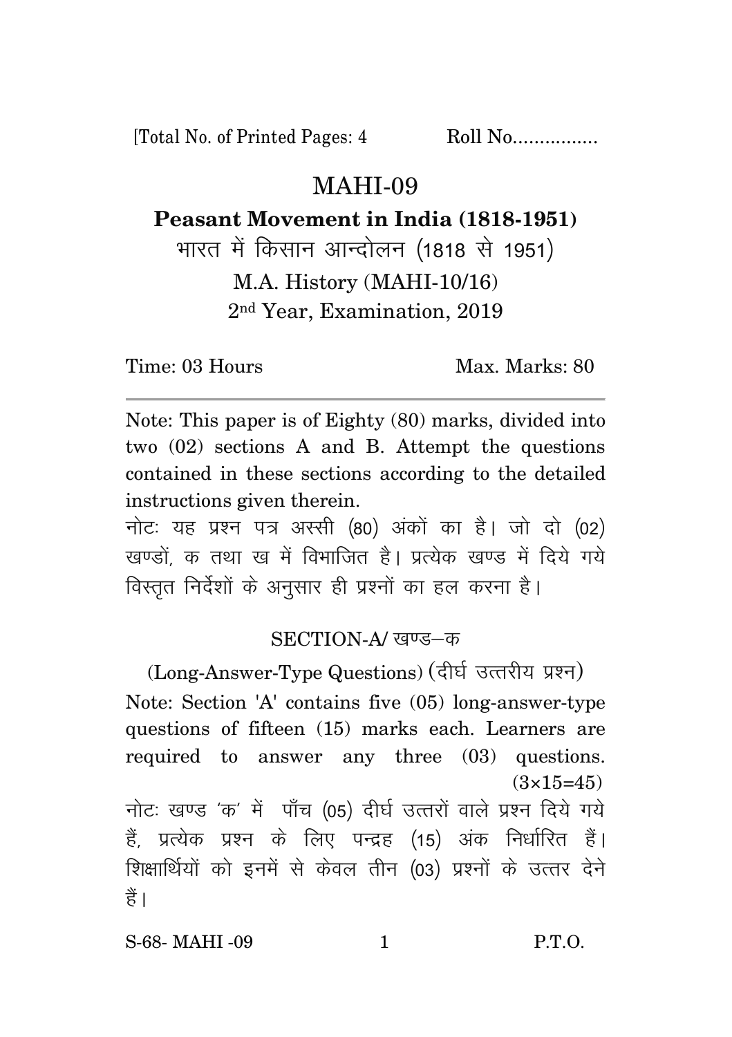[Total No. of Printed Pages: 4 Roll No................

# MAHI-09

## Peasant Movement in India (1818-1951)

## भारत में किसान आन्दोलन (1818 से 1951)

M.A. History (MAHI-10/16)

2nd Year, Examination, 2019

Time: 03 Hours Max. Marks: 80

---

Note: This paper is of Eighty (80) marks, divided into two (02) sections A and B. Attempt the questions contained in these sections according to the detailed instructions given therein.

नोटः यह प्रश्न पत्र अस्सी (80) अंकों का है। जो दो (02) खण्डों, क तथा ख में विभाजित है। प्रत्येक खण्ड में दिये गये विस्तृत निर्देशों के अनुसार ही प्रश्नों का हल करना है।

### SECTION-A/ खण्ड–क

(Long-Answer-Type Questions) (दीर्घ उत्तरीय प्रश्न)

Note: Section 'A' contains five (05) long-answer-type questions of fifteen (15) marks each. Learners are required to answer any three (03) questions. (3×15=45)

नोटः खण्ड 'क' में पाँच (05) दीर्घ उत्तरों वाले प्रश्न दिये गये हैं, प्रत्येक प्रश्न के लिए पन्द्रह (15) अंक निर्धारित हैं। शिक्षार्थियों को इनमें से केवल तीन (03) प्रश्नों के उत्तर देने हैं।

S-68- MAHI -09 P.T.O.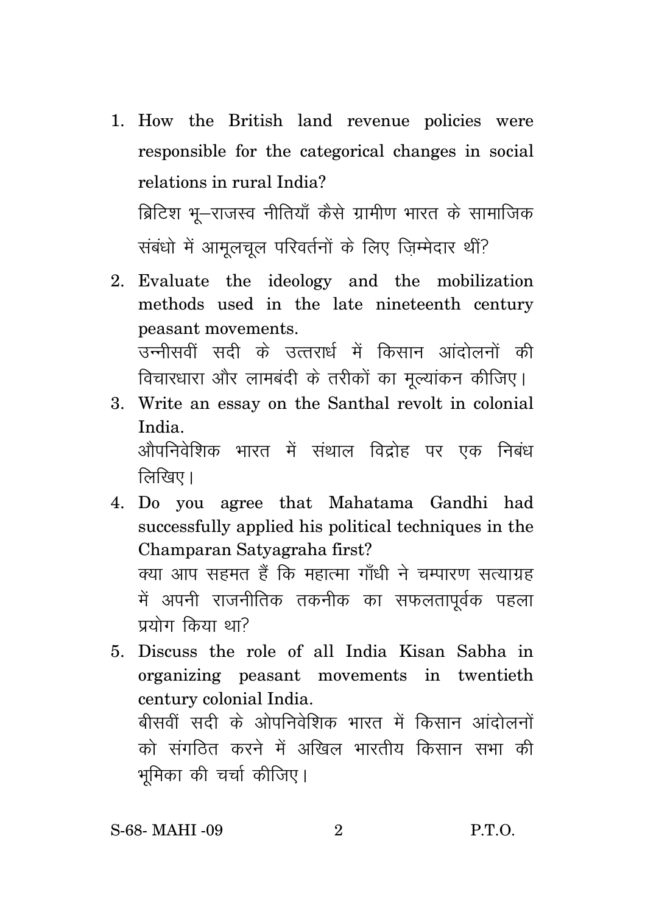1. How the British land revenue policies were responsible for the categorical changes in social relations in rural India?

   ब्रिटिश भू–राजस्व नीतियाँ कैसे ग्रामीण भारत के सामाजिक संबंधो में आमूलचूल परिवर्तनों के लिए ज़िम्मेदार थीं?

2. Evaluate the ideology and the mobilization methods used in the late nineteenth century peasant movements.

   उन्नीसवीं सदी के उत्तरार्ध में किसान आंदोलनों की विचारधारा और लामबंदी के तरीकों का मूल्यांकन कीजिए।

3. Write an essay on the Santhal revolt in colonial India.

   औपनिवेशिक भारत में संथाल विद्रोह पर एक निबंध लिखिए।

4. Do you agree that Mahatama Gandhi had successfully applied his political techniques in the Champaran Satyagraha first?

   क्या आप सहमत हैं कि महात्मा गाँधी ने चम्पारण सत्याग्रह में अपनी राजनीतिक तकनीक का सफलतापूर्वक पहला प्रयोग किया था?

5. Discuss the role of all India Kisan Sabha in organizing peasant movements in twentieth century colonial India.

   बीसवीं सदी के ओपनिवेशिक भारत में किसान आंदोलनों को संगठित करने में अखिल भारतीय किसान सभा की भूमिका की चर्चा कीजिए।

S-68- MAHI -09 P.T.O.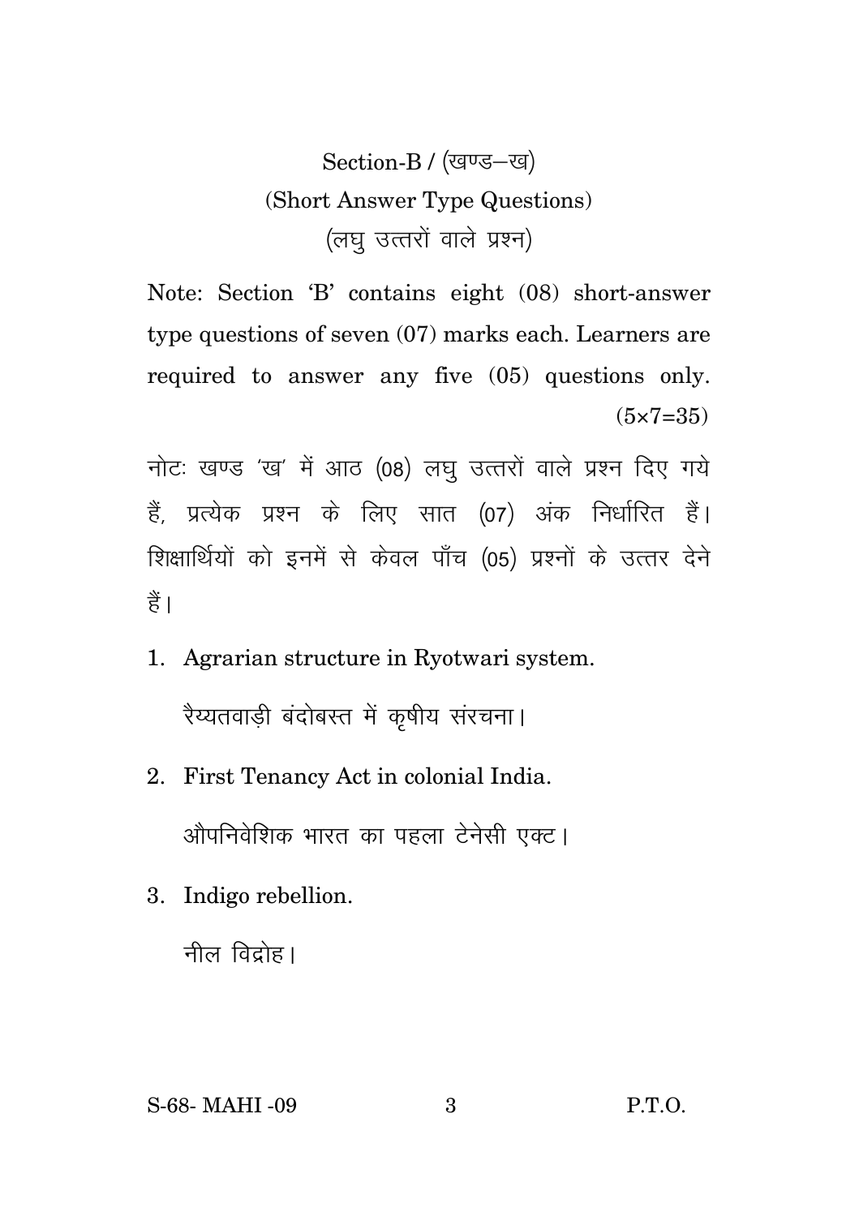## Section-B / (खण्ड–ख)

### (Short Answer Type Questions)

### (लघु उत्तरों वाले प्रश्न)

Note: Section 'B' contains eight (08) short-answer type questions of seven (07) marks each. Learners are required to answer any five (05) questions only. (5×7=35)

नोटः खण्ड 'ख' में आठ (08) लघु उत्तरों वाले प्रश्न दिए गये हैं, प्रत्येक प्रश्न के लिए सात (07) अंक निर्धारित हैं। शिक्षार्थियों को इनमें से केवल पाँच (05) प्रश्नों के उत्तर देने हैं।

1. Agrarian structure in Ryotwari system.

   रैय्यतवाड़ी बंदोबस्त में कृषीय संरचना।

2. First Tenancy Act in colonial India.

   औपनिवेशिक भारत का पहला टेनेसी एक्ट।

3. Indigo rebellion.

   नील विद्रोह।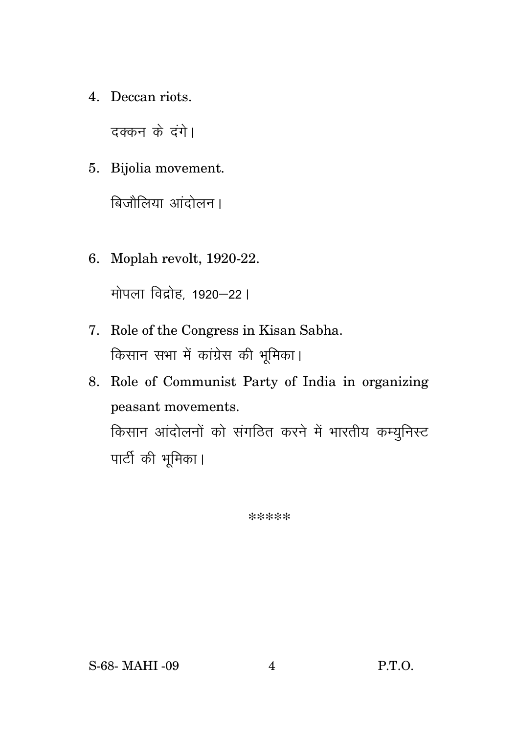4. Deccan riots.

   दक्कन के दंगे।

5. Bijolia movement.

   बिजौलिया आंदोलन।

6. Moplah revolt, 1920-22.

   मोपला विद्रोह, 1920–22।

7. Role of the Congress in Kisan Sabha.

   किसान सभा में कांग्रेस की भूमिका।

8. Role of Communist Party of India in organizing peasant movements.

   किसान आंदोलनों को संगठित करने में भारतीय कम्युनिस्ट पार्टी की भूमिका।

*****